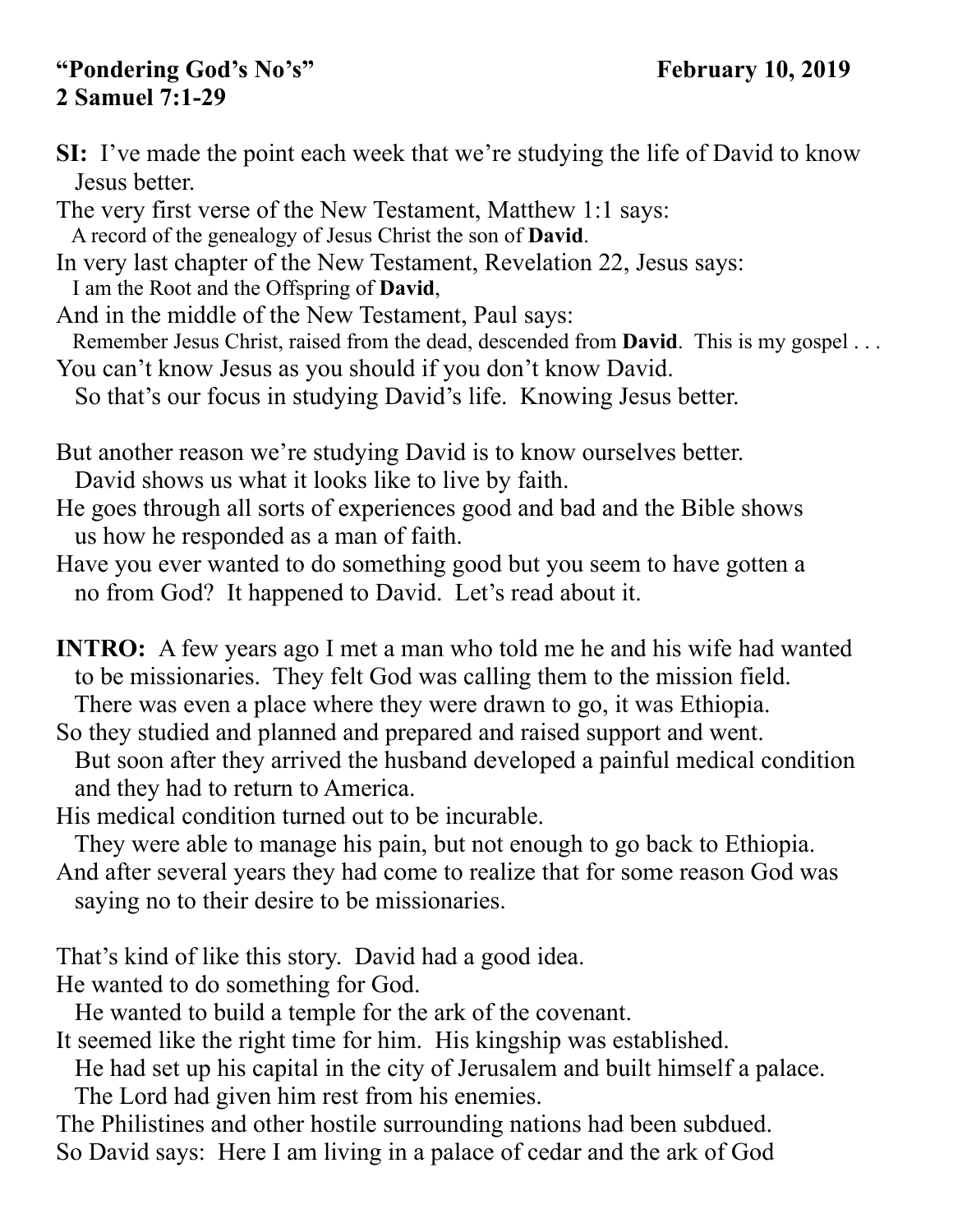**"Pondering God's No's"** **February 10, 2019**
**2 Samuel 7:1-29**

**SI:** I've made the point each week that we're studying the life of David to know Jesus better.
The very first verse of the New Testament, Matthew 1:1 says:
A record of the genealogy of Jesus Christ the son of **David**.
In very last chapter of the New Testament, Revelation 22, Jesus says:
I am the Root and the Offspring of **David**,
And in the middle of the New Testament, Paul says:
Remember Jesus Christ, raised from the dead, descended from **David**. This is my gospel . . .
You can't know Jesus as you should if you don't know David.
So that's our focus in studying David's life. Knowing Jesus better.

But another reason we're studying David is to know ourselves better.
David shows us what it looks like to live by faith.
He goes through all sorts of experiences good and bad and the Bible shows us how he responded as a man of faith.
Have you ever wanted to do something good but you seem to have gotten a no from God? It happened to David. Let's read about it.

**INTRO:** A few years ago I met a man who told me he and his wife had wanted to be missionaries. They felt God was calling them to the mission field.
There was even a place where they were drawn to go, it was Ethiopia.
So they studied and planned and prepared and raised support and went.
But soon after they arrived the husband developed a painful medical condition and they had to return to America.
His medical condition turned out to be incurable.
They were able to manage his pain, but not enough to go back to Ethiopia.
And after several years they had come to realize that for some reason God was saying no to their desire to be missionaries.

That's kind of like this story. David had a good idea.
He wanted to do something for God.
He wanted to build a temple for the ark of the covenant.
It seemed like the right time for him. His kingship was established.
He had set up his capital in the city of Jerusalem and built himself a palace.
The Lord had given him rest from his enemies.
The Philistines and other hostile surrounding nations had been subdued.
So David says: Here I am living in a palace of cedar and the ark of God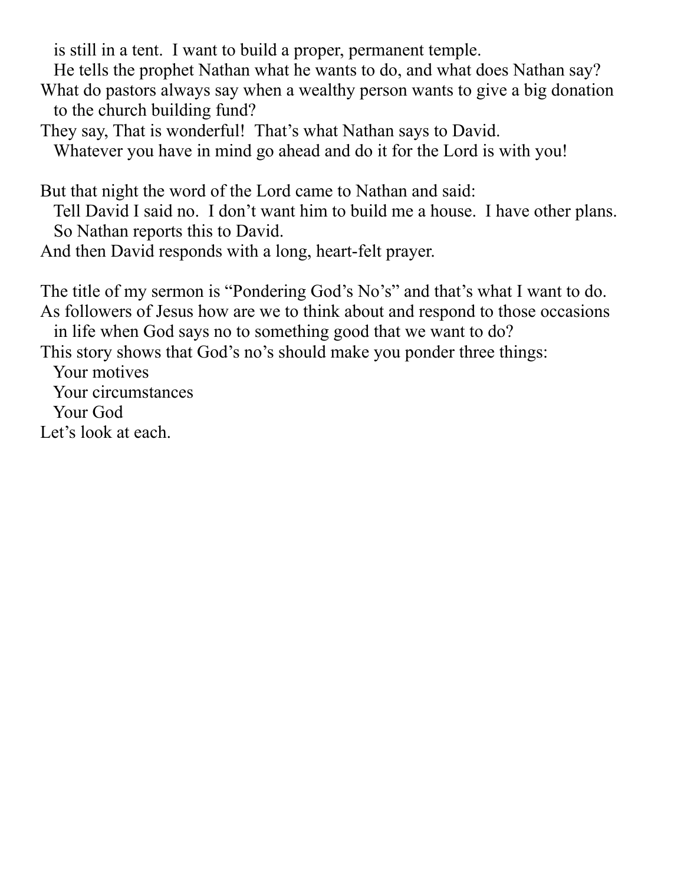is still in a tent. I want to build a proper, permanent temple.
He tells the prophet Nathan what he wants to do, and what does Nathan say?
What do pastors always say when a wealthy person wants to give a big donation to the church building fund?
They say, That is wonderful! That's what Nathan says to David.
Whatever you have in mind go ahead and do it for the Lord is with you!

But that night the word of the Lord came to Nathan and said:
Tell David I said no. I don't want him to build me a house. I have other plans.
So Nathan reports this to David.
And then David responds with a long, heart-felt prayer.

The title of my sermon is "Pondering God's No's" and that's what I want to do.
As followers of Jesus how are we to think about and respond to those occasions in life when God says no to something good that we want to do?
This story shows that God's no's should make you ponder three things:
Your motives
Your circumstances
Your God
Let's look at each.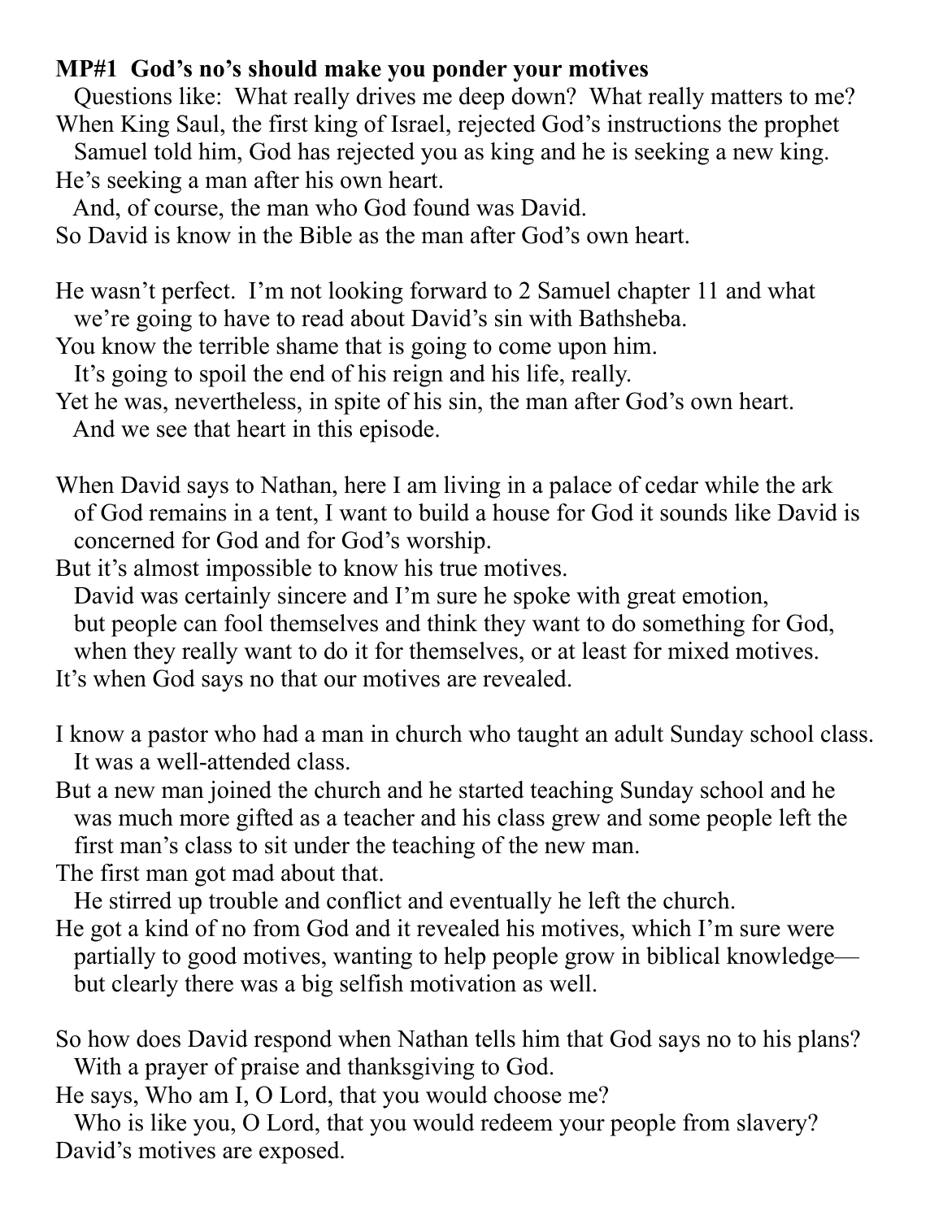**MP#1 God's no's should make you ponder your motives**

Questions like: What really drives me deep down? What really matters to me?
When King Saul, the first king of Israel, rejected God's instructions the prophet Samuel told him, God has rejected you as king and he is seeking a new king.
He's seeking a man after his own heart.
And, of course, the man who God found was David.
So David is know in the Bible as the man after God's own heart.

He wasn't perfect. I'm not looking forward to 2 Samuel chapter 11 and what we're going to have to read about David's sin with Bathsheba.
You know the terrible shame that is going to come upon him.
It's going to spoil the end of his reign and his life, really.
Yet he was, nevertheless, in spite of his sin, the man after God's own heart.
And we see that heart in this episode.

When David says to Nathan, here I am living in a palace of cedar while the ark of God remains in a tent, I want to build a house for God it sounds like David is concerned for God and for God's worship.
But it's almost impossible to know his true motives.
David was certainly sincere and I'm sure he spoke with great emotion, but people can fool themselves and think they want to do something for God, when they really want to do it for themselves, or at least for mixed motives.
It's when God says no that our motives are revealed.

I know a pastor who had a man in church who taught an adult Sunday school class.
It was a well-attended class.
But a new man joined the church and he started teaching Sunday school and he was much more gifted as a teacher and his class grew and some people left the first man's class to sit under the teaching of the new man.
The first man got mad about that.
He stirred up trouble and conflict and eventually he left the church.
He got a kind of no from God and it revealed his motives, which I'm sure were partially to good motives, wanting to help people grow in biblical knowledge—but clearly there was a big selfish motivation as well.

So how does David respond when Nathan tells him that God says no to his plans?
With a prayer of praise and thanksgiving to God.
He says, Who am I, O Lord, that you would choose me?
Who is like you, O Lord, that you would redeem your people from slavery?
David's motives are exposed.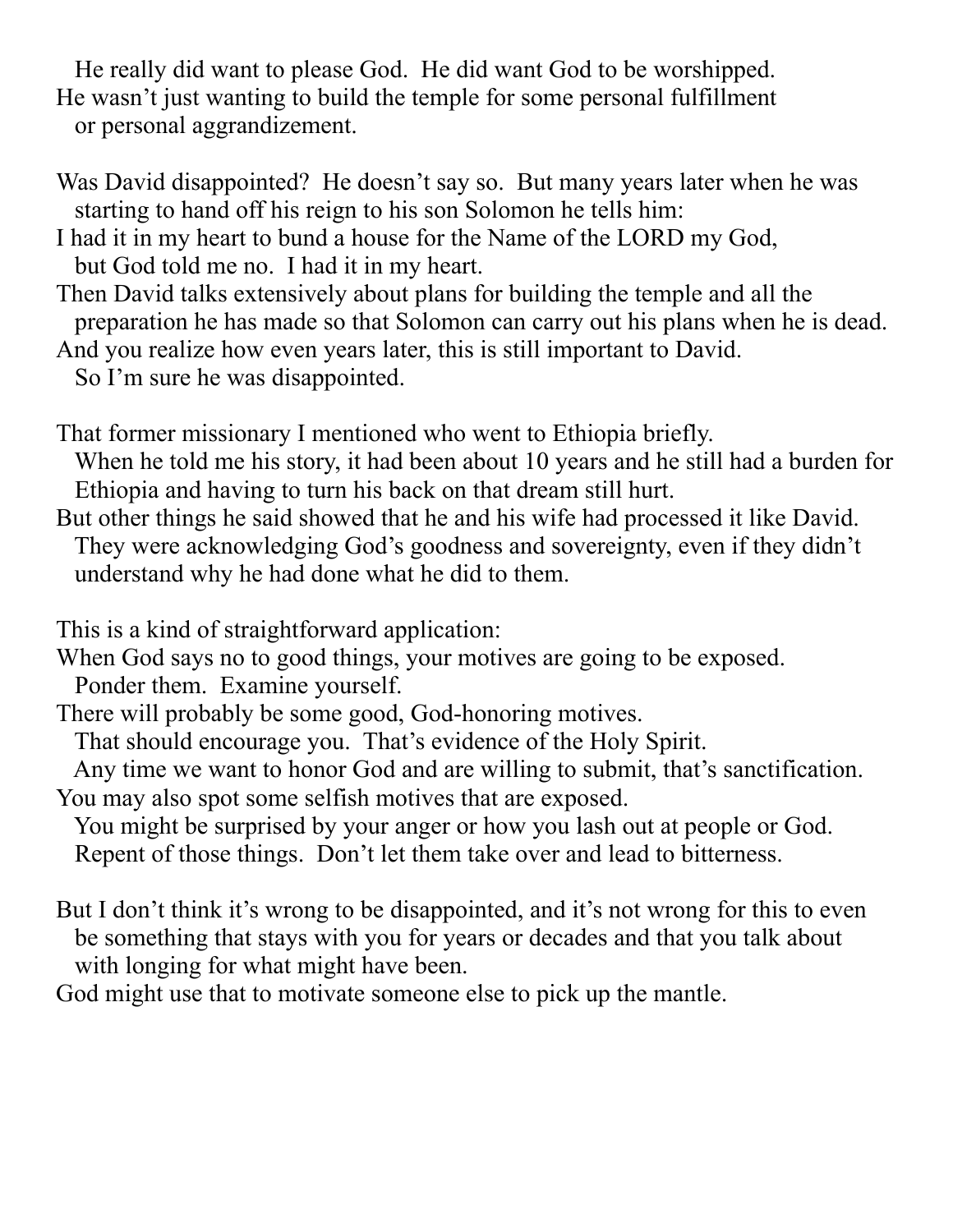He really did want to please God. He did want God to be worshipped.
He wasn't just wanting to build the temple for some personal fulfillment
or personal aggrandizement.

Was David disappointed? He doesn't say so. But many years later when he was
starting to hand off his reign to his son Solomon he tells him:
I had it in my heart to bund a house for the Name of the LORD my God,
but God told me no. I had it in my heart.
Then David talks extensively about plans for building the temple and all the
preparation he has made so that Solomon can carry out his plans when he is dead.
And you realize how even years later, this is still important to David.
So I'm sure he was disappointed.

That former missionary I mentioned who went to Ethiopia briefly.
When he told me his story, it had been about 10 years and he still had a burden for
Ethiopia and having to turn his back on that dream still hurt.
But other things he said showed that he and his wife had processed it like David.
They were acknowledging God's goodness and sovereignty, even if they didn't
understand why he had done what he did to them.

This is a kind of straightforward application:
When God says no to good things, your motives are going to be exposed.
Ponder them. Examine yourself.
There will probably be some good, God-honoring motives.
That should encourage you. That's evidence of the Holy Spirit.
Any time we want to honor God and are willing to submit, that's sanctification.
You may also spot some selfish motives that are exposed.
You might be surprised by your anger or how you lash out at people or God.
Repent of those things. Don't let them take over and lead to bitterness.

But I don't think it's wrong to be disappointed, and it's not wrong for this to even
be something that stays with you for years or decades and that you talk about
with longing for what might have been.
God might use that to motivate someone else to pick up the mantle.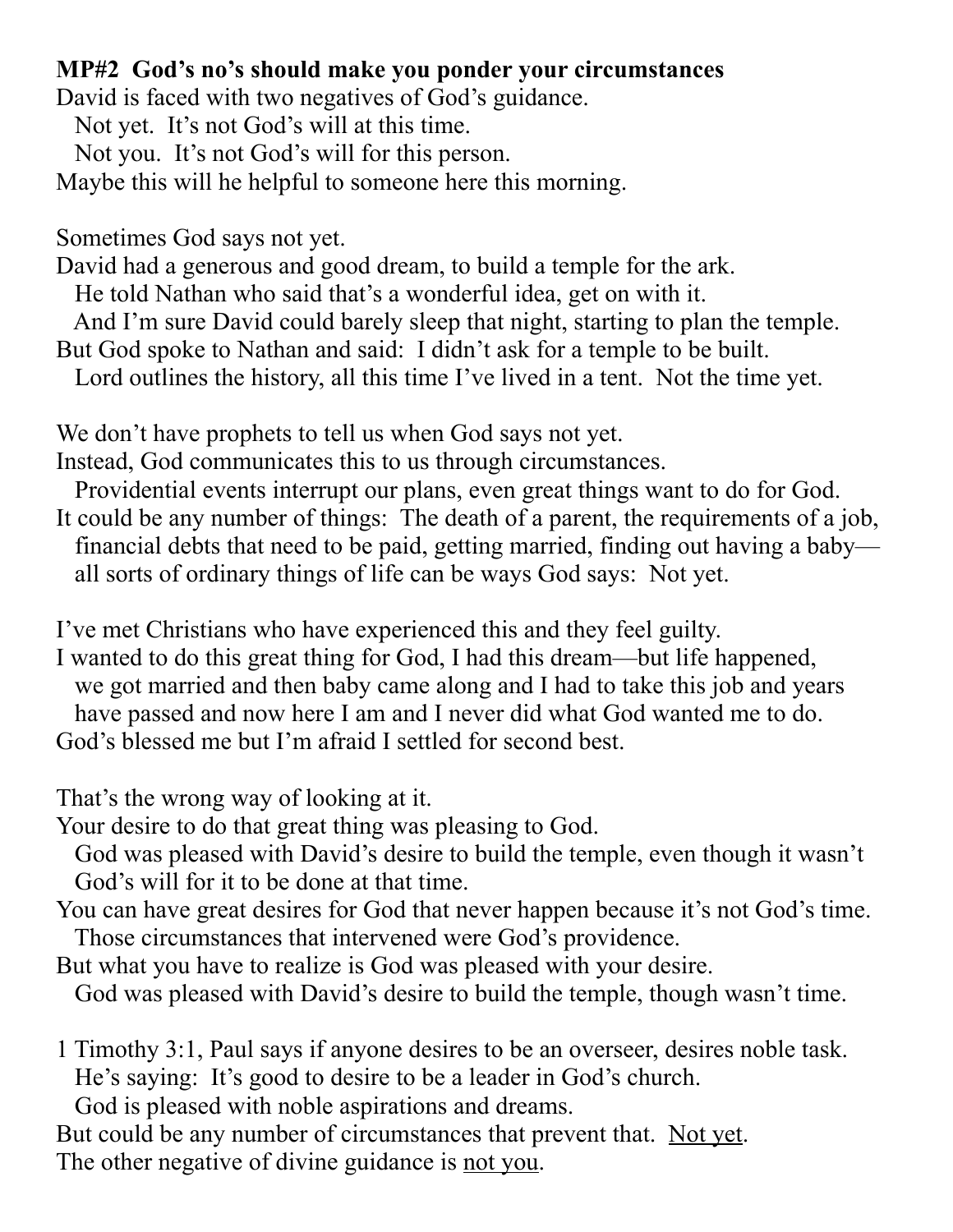**MP#2  God's no's should make you ponder your circumstances**

David is faced with two negatives of God's guidance.
   Not yet.  It's not God's will at this time.
   Not you.  It's not God's will for this person.
Maybe this will he helpful to someone here this morning.

Sometimes God says not yet.
David had a generous and good dream, to build a temple for the ark.
   He told Nathan who said that's a wonderful idea, get on with it.
   And I'm sure David could barely sleep that night, starting to plan the temple.
But God spoke to Nathan and said:  I didn't ask for a temple to be built.
   Lord outlines the history, all this time I've lived in a tent.  Not the time yet.

We don't have prophets to tell us when God says not yet.
Instead, God communicates this to us through circumstances.
   Providential events interrupt our plans, even great things want to do for God.
It could be any number of things:  The death of a parent, the requirements of a job,
   financial debts that need to be paid, getting married, finding out having a baby—
   all sorts of ordinary things of life can be ways God says:  Not yet.

I've met Christians who have experienced this and they feel guilty.
I wanted to do this great thing for God, I had this dream—but life happened,
   we got married and then baby came along and I had to take this job and years
   have passed and now here I am and I never did what God wanted me to do.
God's blessed me but I'm afraid I settled for second best.

That's the wrong way of looking at it.
Your desire to do that great thing was pleasing to God.
   God was pleased with David's desire to build the temple, even though it wasn't
   God's will for it to be done at that time.
You can have great desires for God that never happen because it's not God's time.
   Those circumstances that intervened were God's providence.
But what you have to realize is God was pleased with your desire.
   God was pleased with David's desire to build the temple, though wasn't time.

1 Timothy 3:1, Paul says if anyone desires to be an overseer, desires noble task.
   He's saying:  It's good to desire to be a leader in God's church.
   God is pleased with noble aspirations and dreams.
But could be any number of circumstances that prevent that.  <u>Not yet</u>.
The other negative of divine guidance is <u>not you</u>.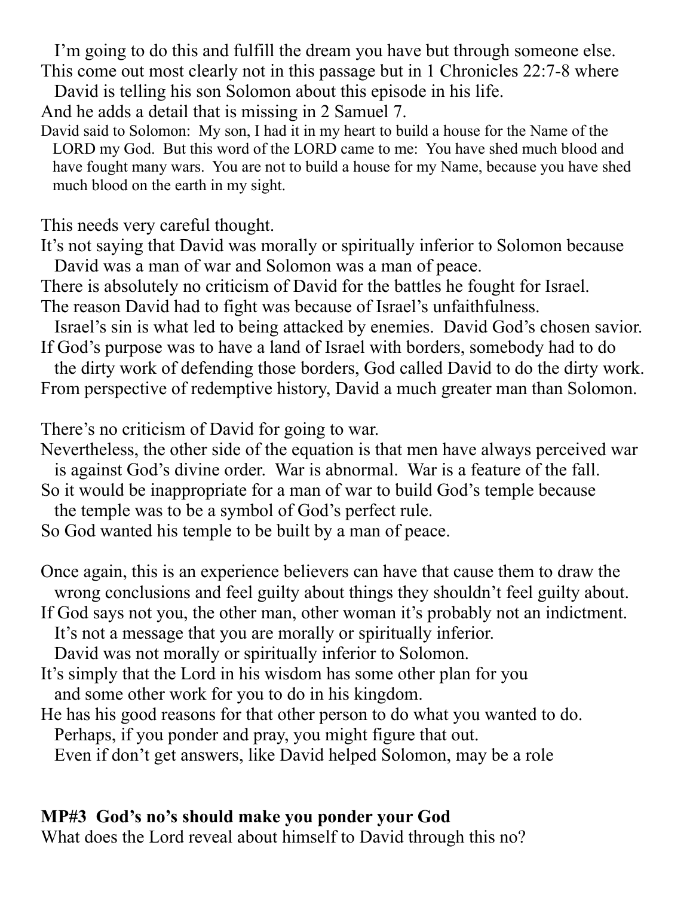I'm going to do this and fulfill the dream you have but through someone else.
This come out most clearly not in this passage but in 1 Chronicles 22:7-8 where
David is telling his son Solomon about this episode in his life.
And he adds a detail that is missing in 2 Samuel 7.

David said to Solomon: My son, I had it in my heart to build a house for the Name of the LORD my God. But this word of the LORD came to me: You have shed much blood and have fought many wars. You are not to build a house for my Name, because you have shed much blood on the earth in my sight.

This needs very careful thought.
It's not saying that David was morally or spiritually inferior to Solomon because
David was a man of war and Solomon was a man of peace.
There is absolutely no criticism of David for the battles he fought for Israel.
The reason David had to fight was because of Israel's unfaithfulness.
Israel's sin is what led to being attacked by enemies. David God's chosen savior.
If God's purpose was to have a land of Israel with borders, somebody had to do
the dirty work of defending those borders, God called David to do the dirty work.
From perspective of redemptive history, David a much greater man than Solomon.

There's no criticism of David for going to war.
Nevertheless, the other side of the equation is that men have always perceived war
is against God's divine order. War is abnormal. War is a feature of the fall.
So it would be inappropriate for a man of war to build God's temple because
the temple was to be a symbol of God's perfect rule.
So God wanted his temple to be built by a man of peace.

Once again, this is an experience believers can have that cause them to draw the
wrong conclusions and feel guilty about things they shouldn't feel guilty about.
If God says not you, the other man, other woman it's probably not an indictment.
It's not a message that you are morally or spiritually inferior.
David was not morally or spiritually inferior to Solomon.
It's simply that the Lord in his wisdom has some other plan for you
and some other work for you to do in his kingdom.
He has his good reasons for that other person to do what you wanted to do.
Perhaps, if you ponder and pray, you might figure that out.
Even if don't get answers, like David helped Solomon, may be a role

**MP#3 God's no's should make you ponder your God**

What does the Lord reveal about himself to David through this no?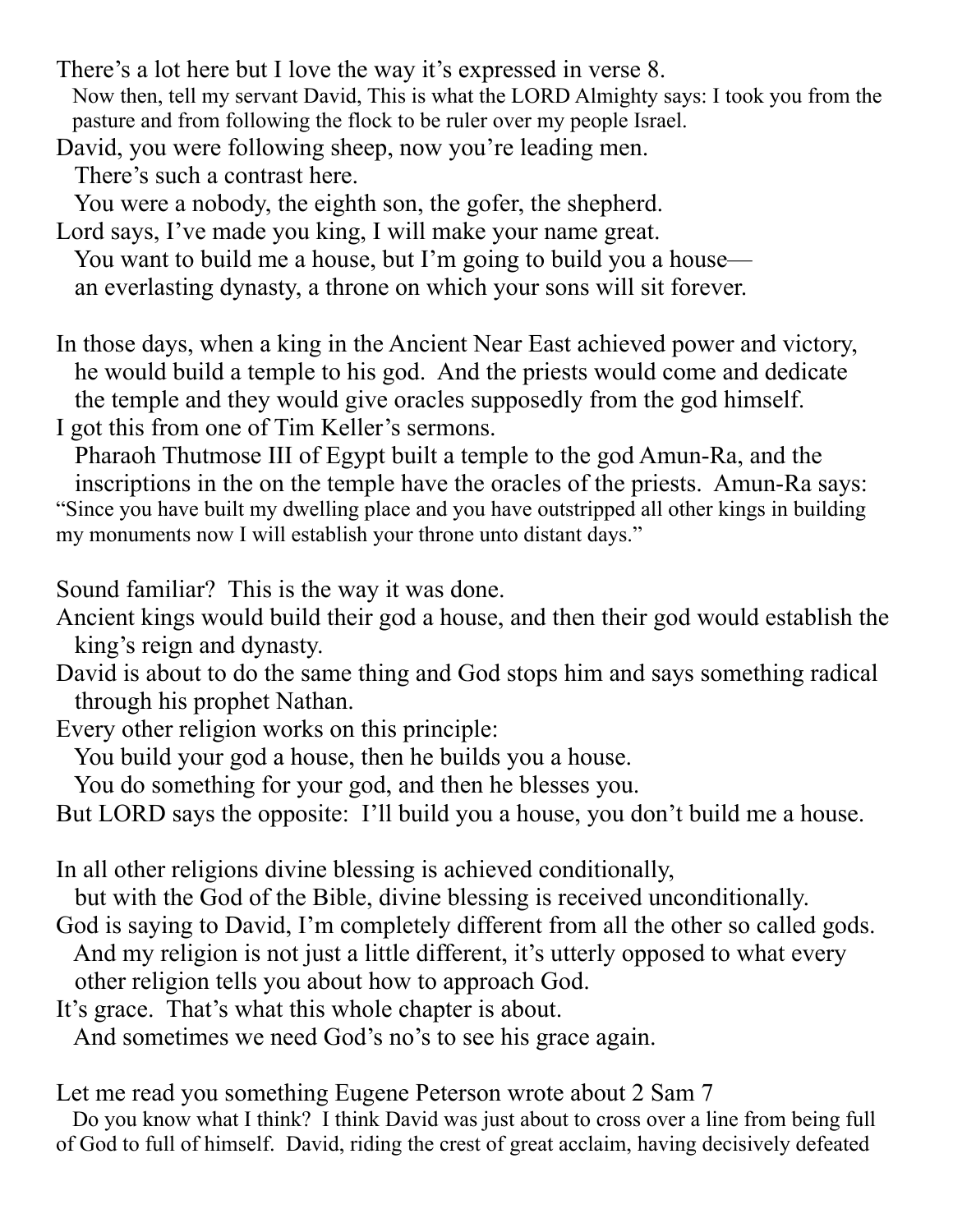There's a lot here but I love the way it's expressed in verse 8.

Now then, tell my servant David, This is what the LORD Almighty says: I took you from the pasture and from following the flock to be ruler over my people Israel.

David, you were following sheep, now you're leading men.
There's such a contrast here.
You were a nobody, the eighth son, the gofer, the shepherd.
Lord says, I've made you king, I will make your name great.
You want to build me a house, but I'm going to build you a house—
an everlasting dynasty, a throne on which your sons will sit forever.

In those days, when a king in the Ancient Near East achieved power and victory, he would build a temple to his god. And the priests would come and dedicate the temple and they would give oracles supposedly from the god himself.
I got this from one of Tim Keller's sermons.
Pharaoh Thutmose III of Egypt built a temple to the god Amun-Ra, and the inscriptions in the on the temple have the oracles of the priests. Amun-Ra says:
"Since you have built my dwelling place and you have outstripped all other kings in building my monuments now I will establish your throne unto distant days."

Sound familiar? This is the way it was done.
Ancient kings would build their god a house, and then their god would establish the king's reign and dynasty.
David is about to do the same thing and God stops him and says something radical through his prophet Nathan.
Every other religion works on this principle:
You build your god a house, then he builds you a house.
You do something for your god, and then he blesses you.
But LORD says the opposite: I'll build you a house, you don't build me a house.

In all other religions divine blessing is achieved conditionally,
but with the God of the Bible, divine blessing is received unconditionally.
God is saying to David, I'm completely different from all the other so called gods.
And my religion is not just a little different, it's utterly opposed to what every other religion tells you about how to approach God.
It's grace. That's what this whole chapter is about.
And sometimes we need God's no's to see his grace again.

Let me read you something Eugene Peterson wrote about 2 Sam 7

Do you know what I think? I think David was just about to cross over a line from being full of God to full of himself. David, riding the crest of great acclaim, having decisively defeated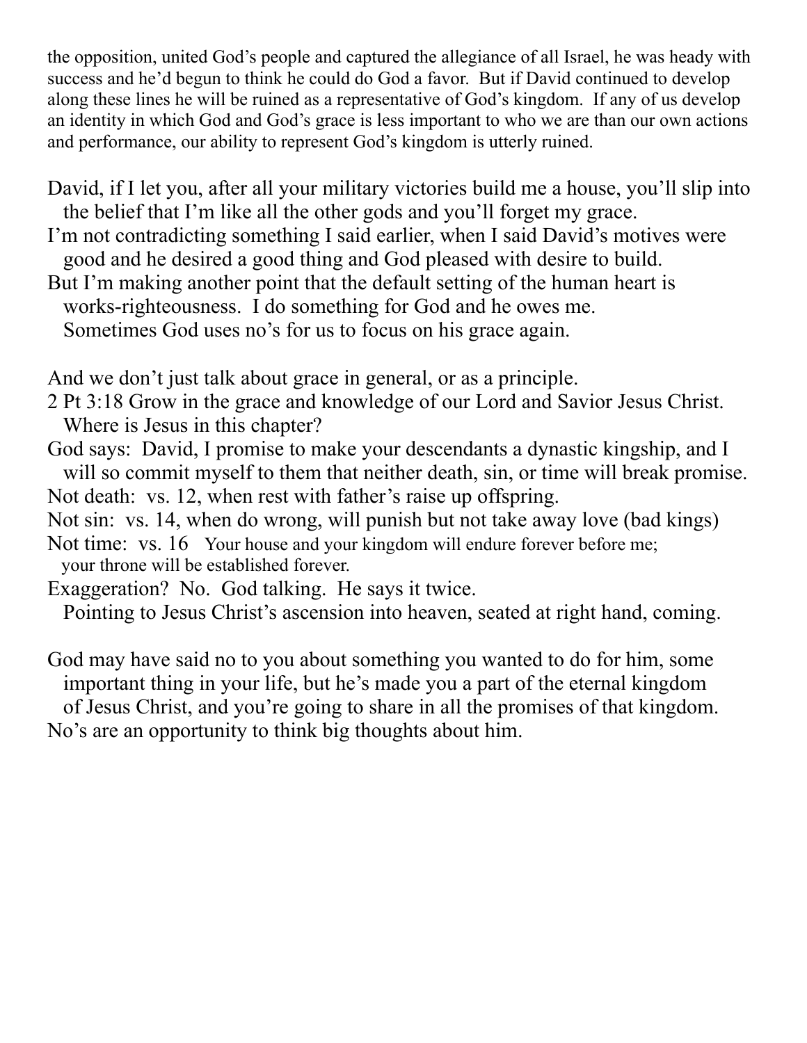the opposition, united God's people and captured the allegiance of all Israel, he was heady with success and he'd begun to think he could do God a favor. But if David continued to develop along these lines he will be ruined as a representative of God's kingdom. If any of us develop an identity in which God and God's grace is less important to who we are than our own actions and performance, our ability to represent God's kingdom is utterly ruined.

David, if I let you, after all your military victories build me a house, you'll slip into the belief that I'm like all the other gods and you'll forget my grace.
I'm not contradicting something I said earlier, when I said David's motives were good and he desired a good thing and God pleased with desire to build.
But I'm making another point that the default setting of the human heart is works-righteousness. I do something for God and he owes me.
Sometimes God uses no's for us to focus on his grace again.

And we don't just talk about grace in general, or as a principle.
2 Pt 3:18 Grow in the grace and knowledge of our Lord and Savior Jesus Christ.
Where is Jesus in this chapter?
God says: David, I promise to make your descendants a dynastic kingship, and I will so commit myself to them that neither death, sin, or time will break promise.
Not death: vs. 12, when rest with father's raise up offspring.
Not sin: vs. 14, when do wrong, will punish but not take away love (bad kings)
Not time: vs. 16 Your house and your kingdom will endure forever before me; your throne will be established forever.
Exaggeration? No. God talking. He says it twice.
Pointing to Jesus Christ's ascension into heaven, seated at right hand, coming.

God may have said no to you about something you wanted to do for him, some important thing in your life, but he's made you a part of the eternal kingdom of Jesus Christ, and you're going to share in all the promises of that kingdom.
No's are an opportunity to think big thoughts about him.